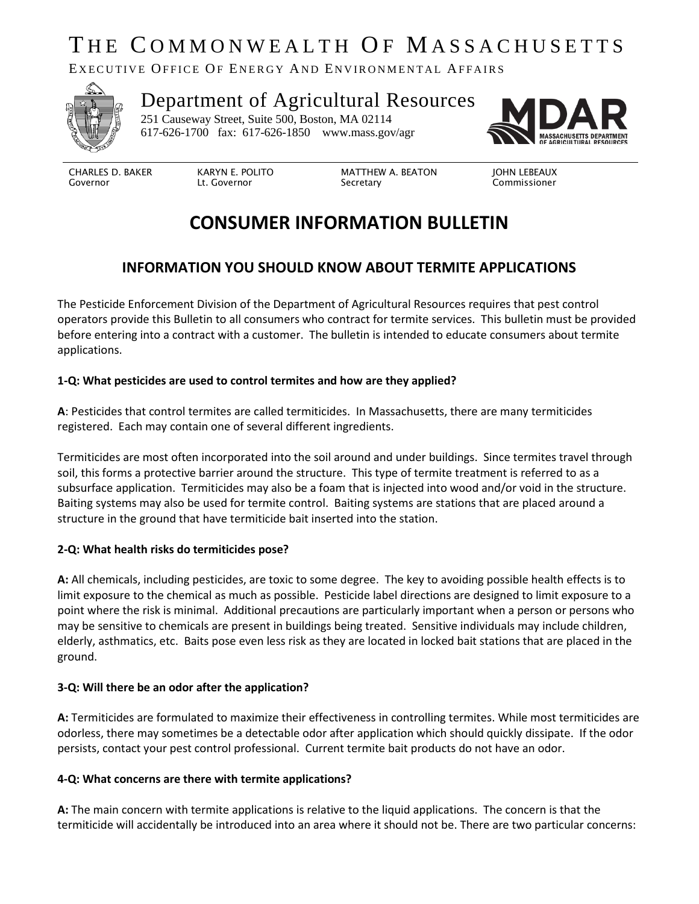# THE COMMONWEALTH OF MASSACHUSETTS

EXECUTIVE OFFICE OF ENERGY AND ENVIRONMENTAL AFFAIRS

## Department of Agricultural Resources

251 Causeway Street, Suite 500, Boston, MA 02114
617-626-1700 fax: 617-626-1850 www.mass.gov/agr

| CHARLES D. BAKER | KARYN E. POLITO | MATTHEW A. BEATON | JOHN LEBEAUX |
|---|---|---|---|
| Governor | Lt. Governor | Secretary | Commissioner |

# CONSUMER INFORMATION BULLETIN

## INFORMATION YOU SHOULD KNOW ABOUT TERMITE APPLICATIONS

The Pesticide Enforcement Division of the Department of Agricultural Resources requires that pest control operators provide this Bulletin to all consumers who contract for termite services. This bulletin must be provided before entering into a contract with a customer. The bulletin is intended to educate consumers about termite applications.

**1-Q: What pesticides are used to control termites and how are they applied?**

**A**: Pesticides that control termites are called termiticides. In Massachusetts, there are many termiticides registered. Each may contain one of several different ingredients.

Termiticides are most often incorporated into the soil around and under buildings. Since termites travel through soil, this forms a protective barrier around the structure. This type of termite treatment is referred to as a subsurface application. Termiticides may also be a foam that is injected into wood and/or void in the structure. Baiting systems may also be used for termite control. Baiting systems are stations that are placed around a structure in the ground that have termiticide bait inserted into the station.

**2-Q: What health risks do termiticides pose?**

**A:** All chemicals, including pesticides, are toxic to some degree. The key to avoiding possible health effects is to limit exposure to the chemical as much as possible. Pesticide label directions are designed to limit exposure to a point where the risk is minimal. Additional precautions are particularly important when a person or persons who may be sensitive to chemicals are present in buildings being treated. Sensitive individuals may include children, elderly, asthmatics, etc. Baits pose even less risk as they are located in locked bait stations that are placed in the ground.

**3-Q: Will there be an odor after the application?**

**A:** Termiticides are formulated to maximize their effectiveness in controlling termites. While most termiticides are odorless, there may sometimes be a detectable odor after application which should quickly dissipate. If the odor persists, contact your pest control professional. Current termite bait products do not have an odor.

**4-Q: What concerns are there with termite applications?**

**A:** The main concern with termite applications is relative to the liquid applications. The concern is that the termiticide will accidentally be introduced into an area where it should not be. There are two particular concerns: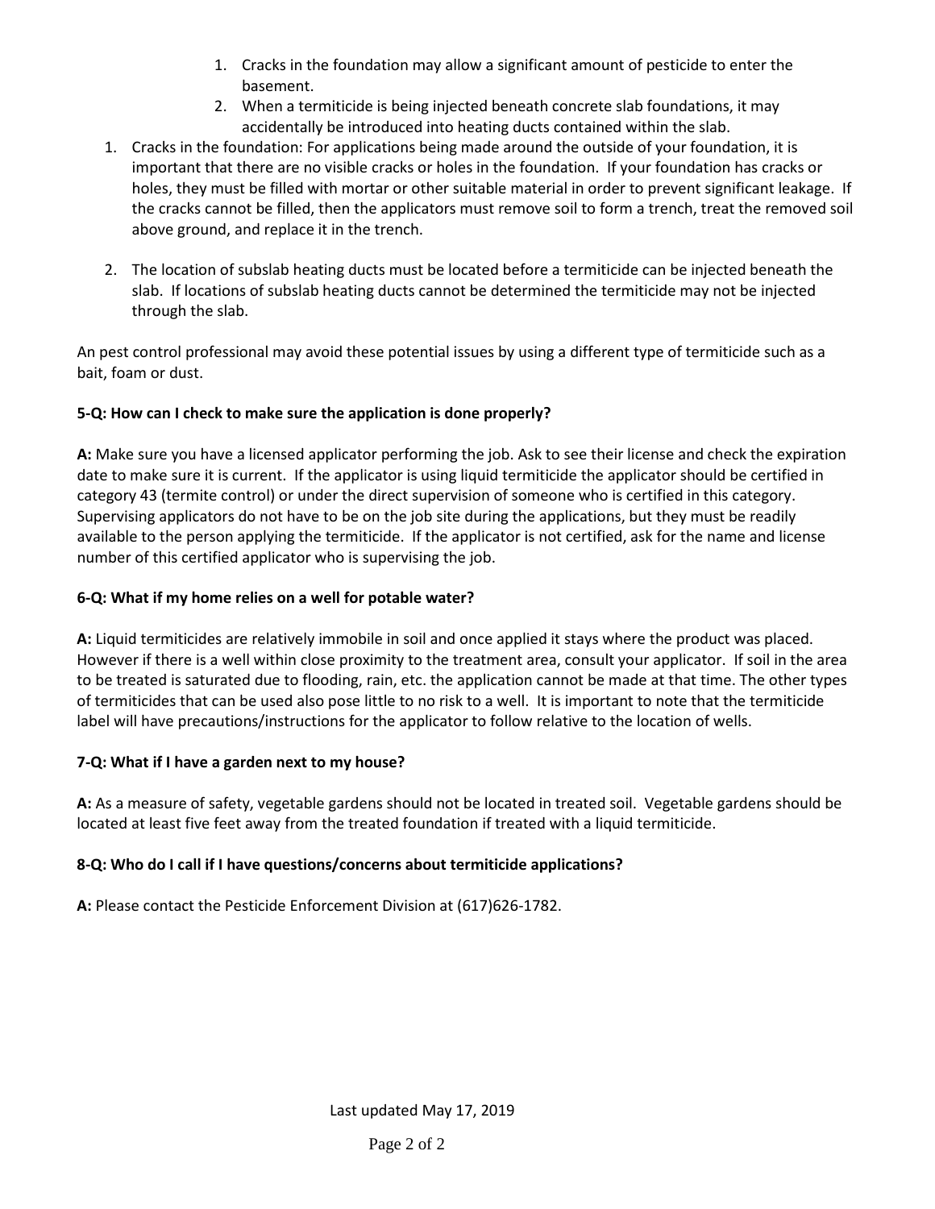1. Cracks in the foundation may allow a significant amount of pesticide to enter the basement.
   2. When a termiticide is being injected beneath concrete slab foundations, it may accidentally be introduced into heating ducts contained within the slab.

1. Cracks in the foundation: For applications being made around the outside of your foundation, it is important that there are no visible cracks or holes in the foundation. If your foundation has cracks or holes, they must be filled with mortar or other suitable material in order to prevent significant leakage. If the cracks cannot be filled, then the applicators must remove soil to form a trench, treat the removed soil above ground, and replace it in the trench.

2. The location of subslab heating ducts must be located before a termiticide can be injected beneath the slab. If locations of subslab heating ducts cannot be determined the termiticide may not be injected through the slab.

An pest control professional may avoid these potential issues by using a different type of termiticide such as a bait, foam or dust.

**5-Q: How can I check to make sure the application is done properly?**

**A:** Make sure you have a licensed applicator performing the job. Ask to see their license and check the expiration date to make sure it is current. If the applicator is using liquid termiticide the applicator should be certified in category 43 (termite control) or under the direct supervision of someone who is certified in this category. Supervising applicators do not have to be on the job site during the applications, but they must be readily available to the person applying the termiticide. If the applicator is not certified, ask for the name and license number of this certified applicator who is supervising the job.

**6-Q: What if my home relies on a well for potable water?**

**A:** Liquid termiticides are relatively immobile in soil and once applied it stays where the product was placed. However if there is a well within close proximity to the treatment area, consult your applicator. If soil in the area to be treated is saturated due to flooding, rain, etc. the application cannot be made at that time. The other types of termiticides that can be used also pose little to no risk to a well. It is important to note that the termiticide label will have precautions/instructions for the applicator to follow relative to the location of wells.

**7-Q: What if I have a garden next to my house?**

**A:** As a measure of safety, vegetable gardens should not be located in treated soil. Vegetable gardens should be located at least five feet away from the treated foundation if treated with a liquid termiticide.

**8-Q: Who do I call if I have questions/concerns about termiticide applications?**

**A:** Please contact the Pesticide Enforcement Division at (617)626-1782.

Last updated May 17, 2019